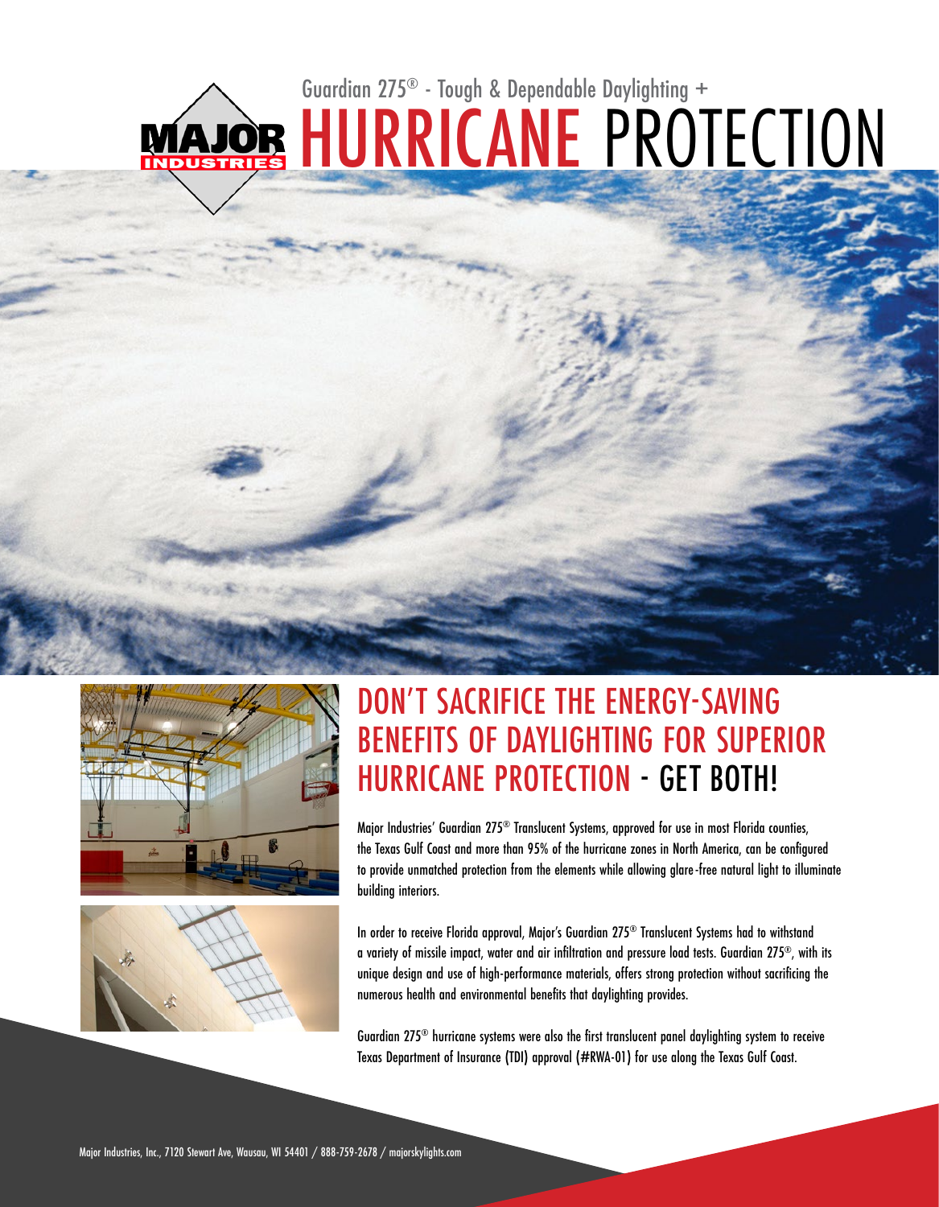# Guardian 275® - Tough & Dependable Daylighting + HURRICANE PROTECTION

## DON'T SACRIFICE THE ENERGY-SAVING BENEFITS OF DAYLIGHTING FOR SUPERIOR HURRICANE PROTECTION - GET BOTH!

Major Industries' Guardian 275® Translucent Systems, approved for use in most Florida counties, the Texas Gulf Coast and more than 95% of the hurricane zones in North America, can be configured to provide unmatched protection from the elements while allowing glare-free natural light to illuminate building interiors.

In order to receive Florida approval, Major's Guardian 275® Translucent Systems had to withstand a variety of missile impact, water and air infiltration and pressure load tests. Guardian 275®, with its unique design and use of high-performance materials, offers strong protection without sacrificing the numerous health and environmental benefits that daylighting provides.

Guardian 275® hurricane systems were also the first translucent panel daylighting system to receive Texas Department of Insurance (TDI) approval (#RWA-01) for use along the Texas Gulf Coast.

Major Industries, Inc., 7120 Stewart Ave, Wausau, WI 54401 / 888-759-2678 / majorskylights.com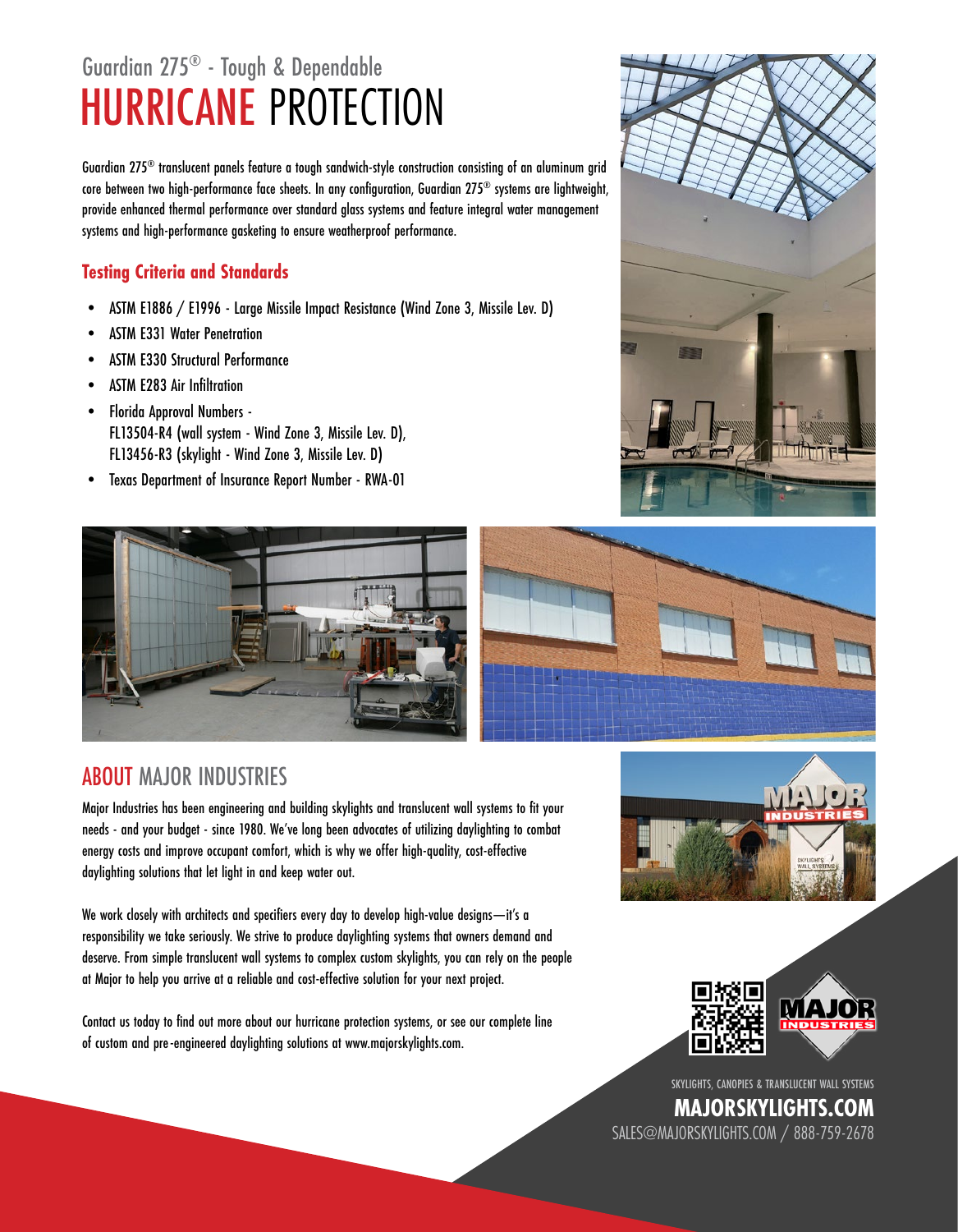Guardian 275® - Tough & Dependable

# HURRICANE PROTECTION

Guardian 275® translucent panels feature a tough sandwich-style construction consisting of an aluminum grid core between two high-performance face sheets. In any configuration, Guardian 275® systems are lightweight, provide enhanced thermal performance over standard glass systems and feature integral water management systems and high-performance gasketing to ensure weatherproof performance.

### Testing Criteria and Standards

- ASTM E1886 / E1996 - Large Missile Impact Resistance (Wind Zone 3, Missile Lev. D)
- ASTM E331 Water Penetration
- ASTM E330 Structural Performance
- ASTM E283 Air Infiltration
- Florida Approval Numbers - FL13504-R4 (wall system - Wind Zone 3, Missile Lev. D), FL13456-R3 (skylight - Wind Zone 3, Missile Lev. D)
- Texas Department of Insurance Report Number - RWA-01

## ABOUT MAJOR INDUSTRIES

Major Industries has been engineering and building skylights and translucent wall systems to fit your needs - and your budget - since 1980. We've long been advocates of utilizing daylighting to combat energy costs and improve occupant comfort, which is why we offer high-quality, cost-effective daylighting solutions that let light in and keep water out.

We work closely with architects and specifiers every day to develop high-value designs—it's a responsibility we take seriously. We strive to produce daylighting systems that owners demand and deserve. From simple translucent wall systems to complex custom skylights, you can rely on the people at Major to help you arrive at a reliable and cost-effective solution for your next project.

Contact us today to find out more about our hurricane protection systems, or see our complete line of custom and pre-engineered daylighting solutions at www.majorskylights.com.

SKYLIGHTS, CANOPIES & TRANSLUCENT WALL SYSTEMS

**MAJORSKYLIGHTS.COM**

SALES@MAJORSKYLIGHTS.COM / 888-759-2678